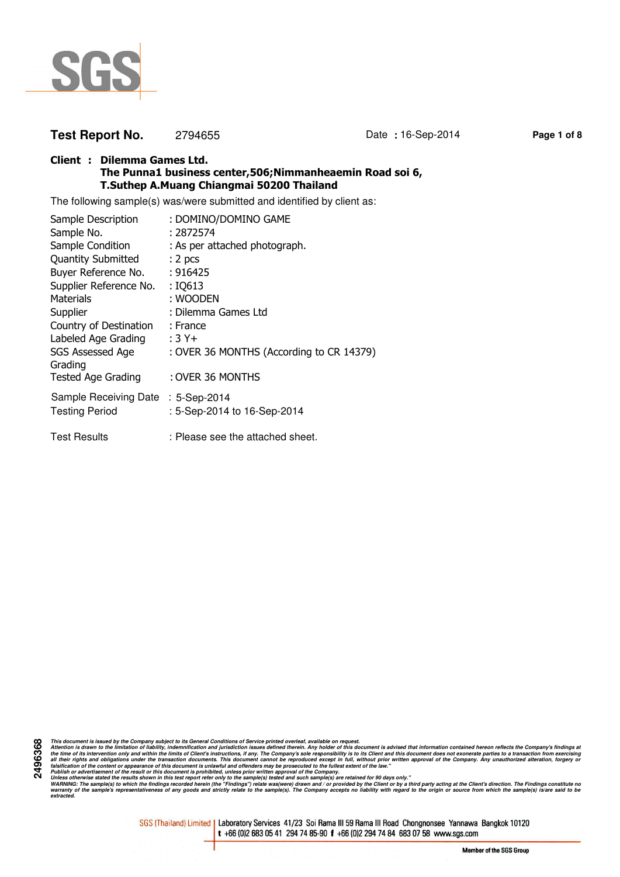SGS

**Test Report No.** 2794655 Date : 16-Sep-2014

**Client : Dilemma Games Ltd.**
**The Punna1 business center,506;Nimmanheaemin Road soi 6,**
**T.Suthep A.Muang Chiangmai 50200 Thailand**

The following sample(s) was/were submitted and identified by client as:

| | |
|---|---|
| Sample Description | : DOMINO/DOMINO GAME |
| Sample No. | : 2872574 |
| Sample Condition | : As per attached photograph. |
| Quantity Submitted | : 2 pcs |
| Buyer Reference No. | : 916425 |
| Supplier Reference No. | : IQ613 |
| Materials | : WOODEN |
| Supplier | : Dilemma Games Ltd |
| Country of Destination | : France |
| Labeled Age Grading | : 3 Y+ |
| SGS Assessed Age Grading | : OVER 36 MONTHS (According to CR 14379) |
| Tested Age Grading | : OVER 36 MONTHS |
| Sample Receiving Date | : 5-Sep-2014 |
| Testing Period | : 5-Sep-2014 to 16-Sep-2014 |
| Test Results | : Please see the attached sheet. |

2496368

*This document is issued by the Company subject to its General Conditions of Service printed overleaf, available on request. Attention is drawn to the limitation of liability, indemnification and jurisdiction issues defined therein. Any holder of this document is advised that information contained hereon reflects the Company's findings at the time of its intervention only and within the limits of Client's instructions, if any. The Company's sole responsibility is to its Client and this document does not exonerate parties to a transaction from exercising all their rights and obligations under the transaction documents. This document cannot be reproduced except in full, without prior written approval of the Company. Any unauthorized alteration, forgery or falsification of the content or appearance of this document is unlawful and offenders may be prosecuted to the fullest extent of the law." Publish or advertisement of the result or this document is prohibited, unless prior written approval of the Company. Unless otherwise stated the results shown in this test report refer only to the sample(s) tested and such sample(s) are retained for 90 days only." WARNING: The sample(s) to which the findings recorded herein (the "Findings") relate was(were) drawn and / or provided by the Client or by a third party acting at the Client's direction. The Findings constitute no warranty of the sample's representativeness of any goods and strictly relate to the sample(s). The Company accepts no liability with regard to the origin or source from which the sample(s) is/are said to be extracted.*

SGS (Thailand) Limited | Laboratory Services 41/23 Soi Rama III 59 Rama III Road Chongnonsee Yannawa Bangkok 10120
t +66 (0)2 683 05 41 294 74 85-90 f +66 (0)2 294 74 84 683 07 58 www.sgs.com

Member of the SGS Group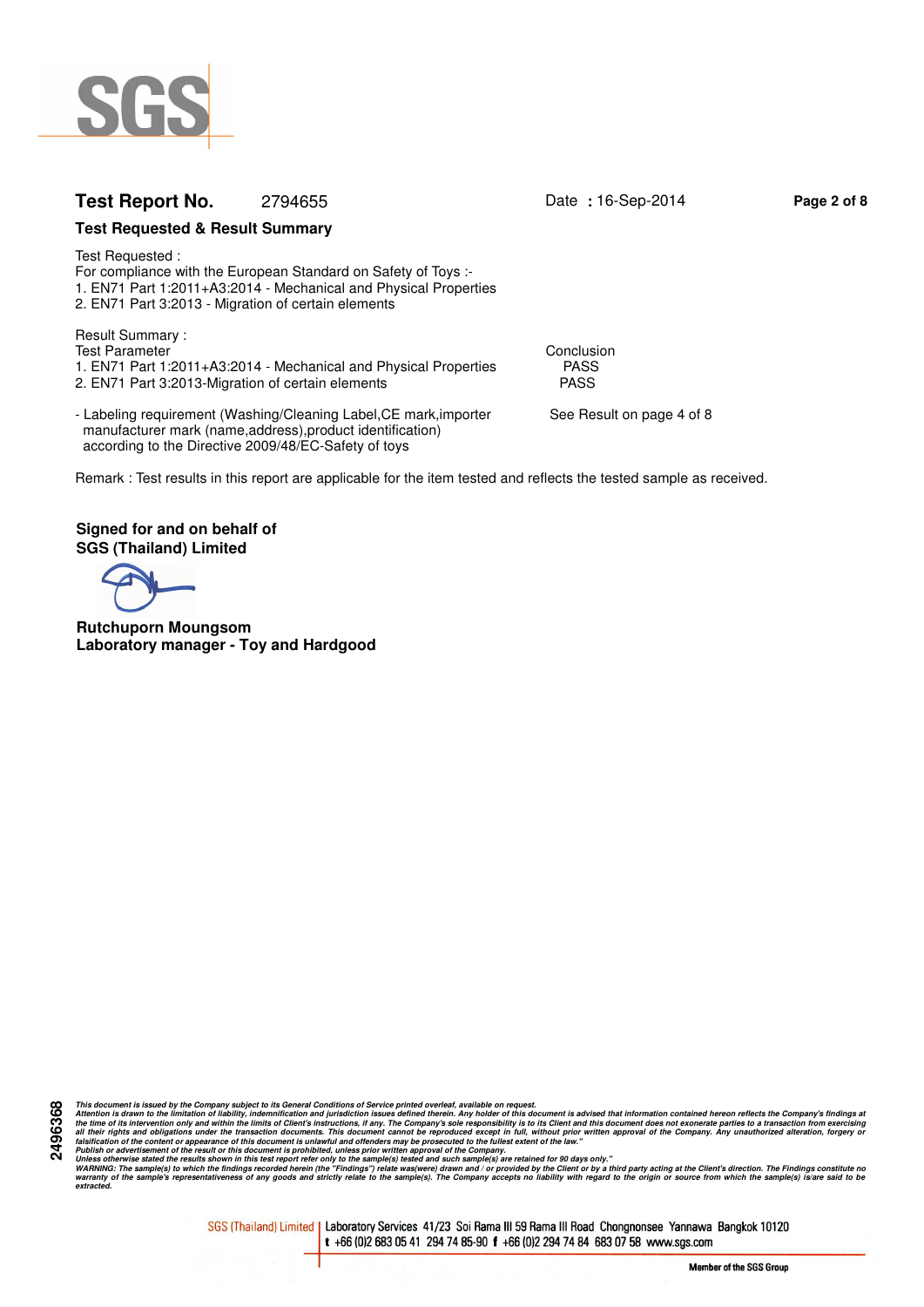**Test Report No.** 2794655 Date : 16-Sep-2014

**Test Requested & Result Summary**

Test Requested :
For compliance with the European Standard on Safety of Toys :-
1. EN71 Part 1:2011+A3:2014 - Mechanical and Physical Properties
2. EN71 Part 3:2013 - Migration of certain elements

Result Summary :

| Test Parameter | Conclusion |
|---|---|
| 1. EN71 Part 1:2011+A3:2014 - Mechanical and Physical Properties | PASS |
| 2. EN71 Part 3:2013-Migration of certain elements | PASS |
| - Labeling requirement (Washing/Cleaning Label,CE mark,importer manufacturer mark (name,address),product identification) according to the Directive 2009/48/EC-Safety of toys | See Result on page 4 of 8 |

Remark : Test results in this report are applicable for the item tested and reflects the tested sample as received.

**Signed for and on behalf of**
**SGS (Thailand) Limited**

**Rutchuporn Moungsom**
**Laboratory manager - Toy and Hardgood**

*This document is issued by the Company subject to its General Conditions of Service printed overleaf, available on request.*
*Attention is drawn to the limitation of liability, indemnification and jurisdiction issues defined therein. Any holder of this document is advised that information contained hereon reflects the Company's findings at the time of its intervention only and within the limits of Client's instructions, if any. The Company's sole responsibility is to its Client and this document does not exonerate parties to a transaction from exercising all their rights and obligations under the transaction documents. This document cannot be reproduced except in full, without prior written approval of the Company. Any unauthorized alteration, forgery or falsification of the content or appearance of this document is unlawful and offenders may be prosecuted to the fullest extent of the law."*
*Publish or advertisement of the result or this document is prohibited, unless prior written approval of the Company.*
*Unless otherwise stated the results shown in this test report refer only to the sample(s) tested and such sample(s) are retained for 90 days only."*
*WARNING: The sample(s) to which the findings recorded herein (the "Findings") relate was(were) drawn and / or provided by the Client or by a third party acting at the Client's direction. The Findings constitute no warranty of the sample's representativeness of any goods and strictly relate to the sample(s). The Company accepts no liability with regard to the origin or source from which the sample(s) is/are said to be extracted.*

2496368

SGS (Thailand) Limited | Laboratory Services 41/23 Soi Rama III 59 Rama III Road Chongnonsee Yannawa Bangkok 10120
t +66 (0)2 683 05 41 294 74 85-90 f +66 (0)2 294 74 84 683 07 58 www.sgs.com

Member of the SGS Group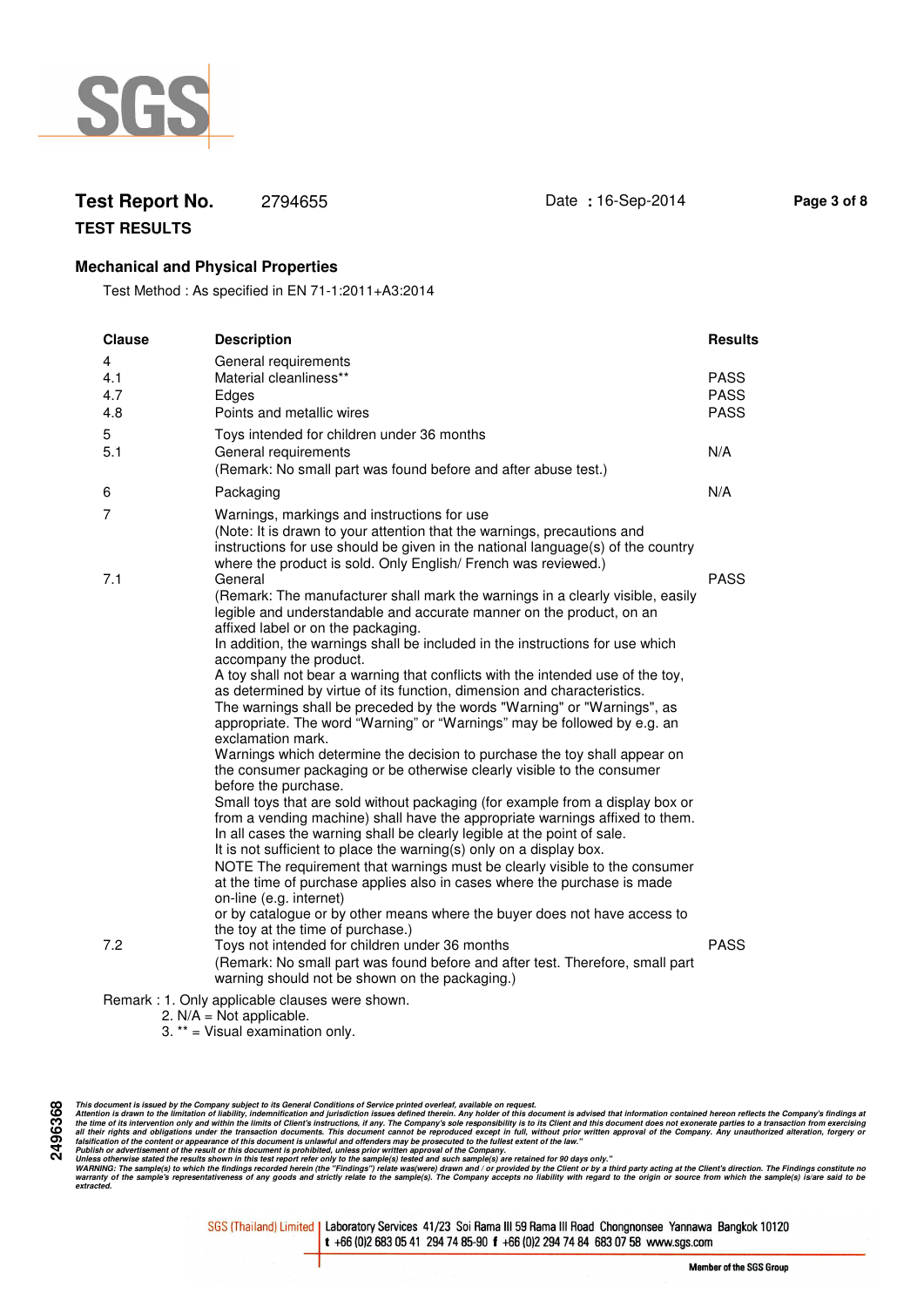**Test Report No.** 2794655 Date : 16-Sep-2014

**TEST RESULTS**

## Mechanical and Physical Properties

Test Method : As specified in EN 71-1:2011+A3:2014

| Clause | Description | Results |
|---|---|---|
| 4 | General requirements | |
| 4.1 | Material cleanliness** | PASS |
| 4.7 | Edges | PASS |
| 4.8 | Points and metallic wires | PASS |
| 5 | Toys intended for children under 36 months | |
| 5.1 | General requirements<br>(Remark: No small part was found before and after abuse test.) | N/A |
| 6 | Packaging | N/A |
| 7 | Warnings, markings and instructions for use<br>(Note: It is drawn to your attention that the warnings, precautions and instructions for use should be given in the national language(s) of the country where the product is sold. Only English/ French was reviewed.) | |
| 7.1 | General<br>(Remark: The manufacturer shall mark the warnings in a clearly visible, easily legible and understandable and accurate manner on the product, on an affixed label or on the packaging.<br>In addition, the warnings shall be included in the instructions for use which accompany the product.<br>A toy shall not bear a warning that conflicts with the intended use of the toy, as determined by virtue of its function, dimension and characteristics.<br>The warnings shall be preceded by the words "Warning" or "Warnings", as appropriate. The word "Warning" or "Warnings" may be followed by e.g. an exclamation mark.<br>Warnings which determine the decision to purchase the toy shall appear on the consumer packaging or be otherwise clearly visible to the consumer before the purchase.<br>Small toys that are sold without packaging (for example from a display box or from a vending machine) shall have the appropriate warnings affixed to them. In all cases the warning shall be clearly legible at the point of sale.<br>It is not sufficient to place the warning(s) only on a display box.<br>NOTE The requirement that warnings must be clearly visible to the consumer at the time of purchase applies also in cases where the purchase is made on-line (e.g. internet)<br>or by catalogue or by other means where the buyer does not have access to the toy at the time of purchase.) | PASS |
| 7.2 | Toys not intended for children under 36 months<br>(Remark: No small part was found before and after test. Therefore, small part warning should not be shown on the packaging.) | PASS |

Remark : 1. Only applicable clauses were shown.
2. N/A = Not applicable.
3. ** = Visual examination only.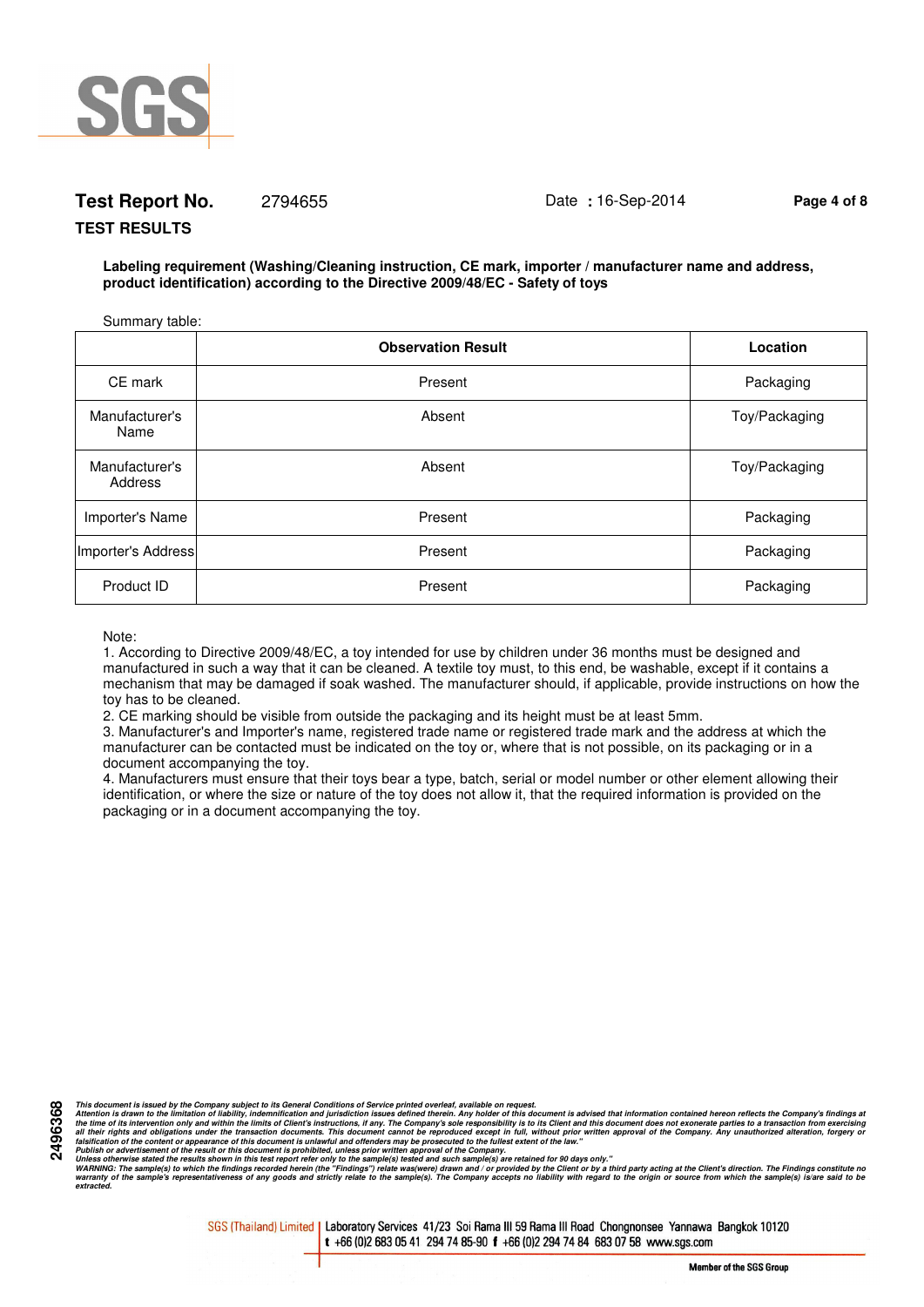**Test Report No.** 2794655 Date : 16-Sep-2014

**TEST RESULTS**

**Labeling requirement (Washing/Cleaning instruction, CE mark, importer / manufacturer name and address, product identification) according to the Directive 2009/48/EC - Safety of toys**

Summary table:

| | Observation Result | Location |
|---|---|---|
| CE mark | Present | Packaging |
| Manufacturer's Name | Absent | Toy/Packaging |
| Manufacturer's Address | Absent | Toy/Packaging |
| Importer's Name | Present | Packaging |
| Importer's Address | Present | Packaging |
| Product ID | Present | Packaging |

Note:

1. According to Directive 2009/48/EC, a toy intended for use by children under 36 months must be designed and manufactured in such a way that it can be cleaned. A textile toy must, to this end, be washable, except if it contains a mechanism that may be damaged if soak washed. The manufacturer should, if applicable, provide instructions on how the toy has to be cleaned.
2. CE marking should be visible from outside the packaging and its height must be at least 5mm.
3. Manufacturer's and Importer's name, registered trade name or registered trade mark and the address at which the manufacturer can be contacted must be indicated on the toy or, where that is not possible, on its packaging or in a document accompanying the toy.
4. Manufacturers must ensure that their toys bear a type, batch, serial or model number or other element allowing their identification, or where the size or nature of the toy does not allow it, that the required information is provided on the packaging or in a document accompanying the toy.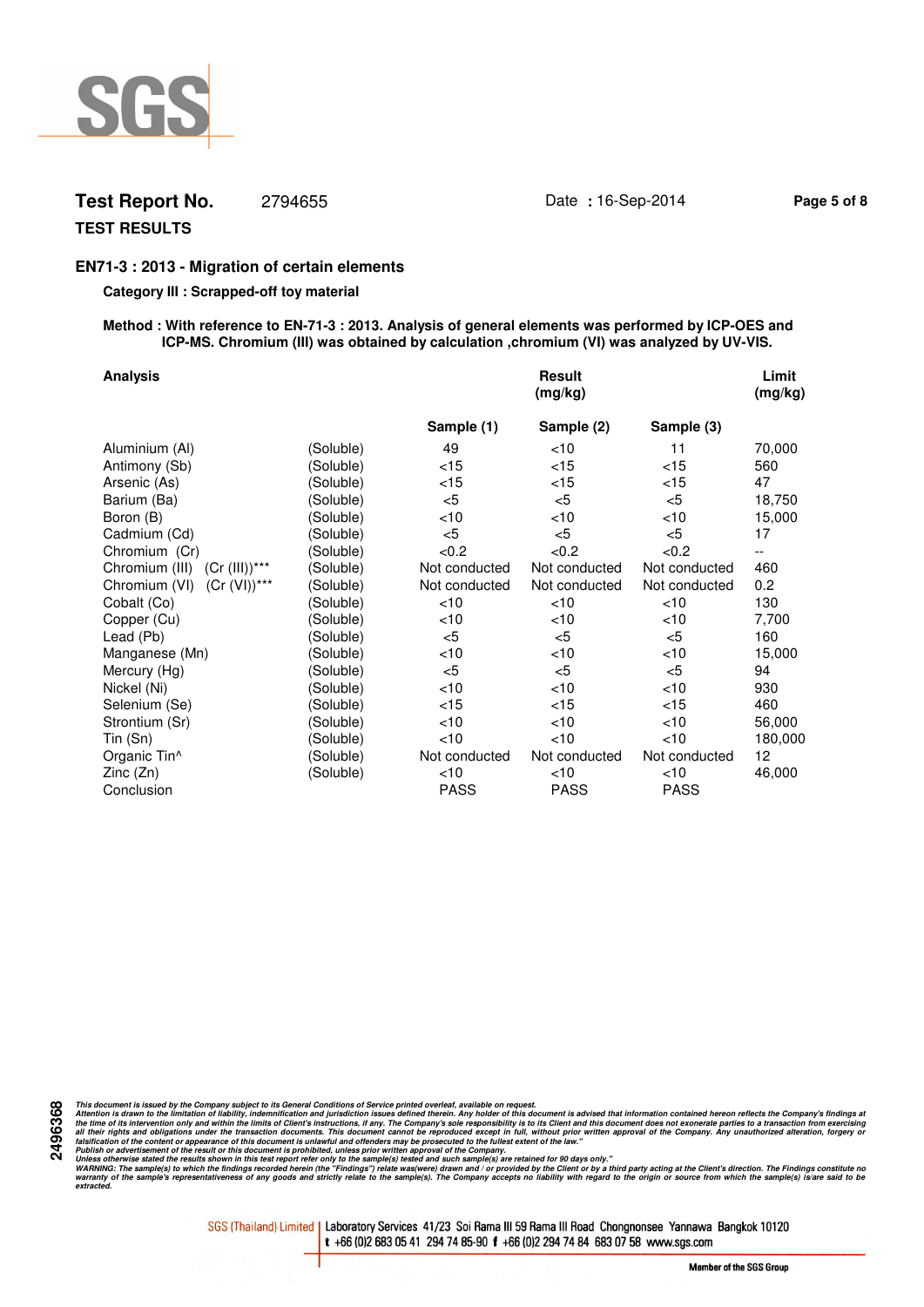**Test Report No.** 2794655 Date : 16-Sep-2014

**TEST RESULTS**

## EN71-3 : 2013 - Migration of certain elements

**Category III : Scrapped-off toy material**

**Method : With reference to EN-71-3 : 2013. Analysis of general elements was performed by ICP-OES and ICP-MS. Chromium (III) was obtained by calculation ,chromium (VI) was analyzed by UV-VIS.**

| Analysis | | Result (mg/kg) | | | Limit (mg/kg) |
|---|---|---|---|---|---|
| | | **Sample (1)** | **Sample (2)** | **Sample (3)** | |
| Aluminium (Al) | (Soluble) | 49 | <10 | 11 | 70,000 |
| Antimony (Sb) | (Soluble) | <15 | <15 | <15 | 560 |
| Arsenic (As) | (Soluble) | <15 | <15 | <15 | 47 |
| Barium (Ba) | (Soluble) | <5 | <5 | <5 | 18,750 |
| Boron (B) | (Soluble) | <10 | <10 | <10 | 15,000 |
| Cadmium (Cd) | (Soluble) | <5 | <5 | <5 | 17 |
| Chromium (Cr) | (Soluble) | <0.2 | <0.2 | <0.2 | -- |
| Chromium (III) (Cr (III))*** | (Soluble) | Not conducted | Not conducted | Not conducted | 460 |
| Chromium (VI) (Cr (VI))*** | (Soluble) | Not conducted | Not conducted | Not conducted | 0.2 |
| Cobalt (Co) | (Soluble) | <10 | <10 | <10 | 130 |
| Copper (Cu) | (Soluble) | <10 | <10 | <10 | 7,700 |
| Lead (Pb) | (Soluble) | <5 | <5 | <5 | 160 |
| Manganese (Mn) | (Soluble) | <10 | <10 | <10 | 15,000 |
| Mercury (Hg) | (Soluble) | <5 | <5 | <5 | 94 |
| Nickel (Ni) | (Soluble) | <10 | <10 | <10 | 930 |
| Selenium (Se) | (Soluble) | <15 | <15 | <15 | 460 |
| Strontium (Sr) | (Soluble) | <10 | <10 | <10 | 56,000 |
| Tin (Sn) | (Soluble) | <10 | <10 | <10 | 180,000 |
| Organic Tin^ | (Soluble) | Not conducted | Not conducted | Not conducted | 12 |
| Zinc (Zn) | (Soluble) | <10 | <10 | <10 | 46,000 |
| Conclusion | | PASS | PASS | PASS | |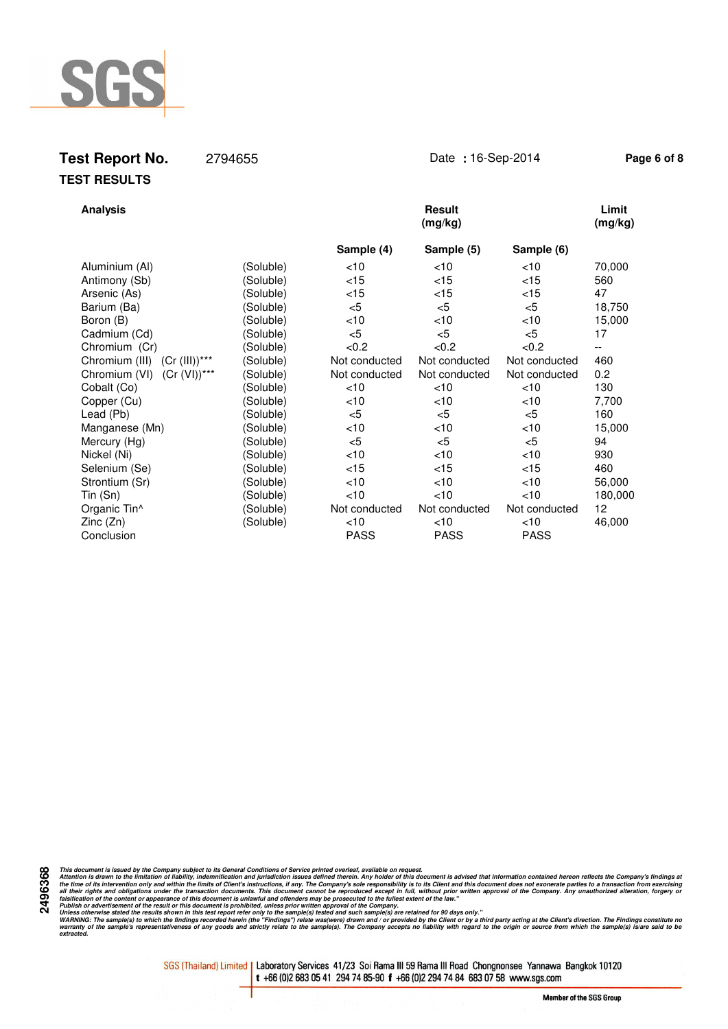**Test Report No.** 2794655 Date : 16-Sep-2014

**TEST RESULTS**

| **Analysis** | | **Result (mg/kg)** | | | **Limit (mg/kg)** |
|---|---|---|---|---|---|
| | | **Sample (4)** | **Sample (5)** | **Sample (6)** | |
| Aluminium (Al) | (Soluble) | <10 | <10 | <10 | 70,000 |
| Antimony (Sb) | (Soluble) | <15 | <15 | <15 | 560 |
| Arsenic (As) | (Soluble) | <15 | <15 | <15 | 47 |
| Barium (Ba) | (Soluble) | <5 | <5 | <5 | 18,750 |
| Boron (B) | (Soluble) | <10 | <10 | <10 | 15,000 |
| Cadmium (Cd) | (Soluble) | <5 | <5 | <5 | 17 |
| Chromium (Cr) | (Soluble) | <0.2 | <0.2 | <0.2 | -- |
| Chromium (III) (Cr (III))*** | (Soluble) | Not conducted | Not conducted | Not conducted | 460 |
| Chromium (VI) (Cr (VI))*** | (Soluble) | Not conducted | Not conducted | Not conducted | 0.2 |
| Cobalt (Co) | (Soluble) | <10 | <10 | <10 | 130 |
| Copper (Cu) | (Soluble) | <10 | <10 | <10 | 7,700 |
| Lead (Pb) | (Soluble) | <5 | <5 | <5 | 160 |
| Manganese (Mn) | (Soluble) | <10 | <10 | <10 | 15,000 |
| Mercury (Hg) | (Soluble) | <5 | <5 | <5 | 94 |
| Nickel (Ni) | (Soluble) | <10 | <10 | <10 | 930 |
| Selenium (Se) | (Soluble) | <15 | <15 | <15 | 460 |
| Strontium (Sr) | (Soluble) | <10 | <10 | <10 | 56,000 |
| Tin (Sn) | (Soluble) | <10 | <10 | <10 | 180,000 |
| Organic Tin^ | (Soluble) | Not conducted | Not conducted | Not conducted | 12 |
| Zinc (Zn) | (Soluble) | <10 | <10 | <10 | 46,000 |
| Conclusion | | PASS | PASS | PASS | |

*This document is issued by the Company subject to its General Conditions of Service printed overleaf, available on request.*
*Attention is drawn to the limitation of liability, indemnification and jurisdiction issues defined therein. Any holder of this document is advised that information contained hereon reflects the Company's findings at the time of its intervention only and within the limits of Client's instructions, if any. The Company's sole responsibility is to its Client and this document does not exonerate parties to a transaction from exercising all their rights and obligations under the transaction documents. This document cannot be reproduced except in full, without prior written approval of the Company. Any unauthorized alteration, forgery or falsification of the content or appearance of this document is unlawful and offenders may be prosecuted to the fullest extent of the law."*
*Publish or advertisement of the result or this document is prohibited, unless prior written approval of the Company.*
*Unless otherwise stated the results shown in this test report refer only to the sample(s) tested and such sample(s) are retained for 90 days only."*
*WARNING: The sample(s) to which the findings recorded herein (the "Findings") relate was(were) drawn and / or provided by the Client or by a third party acting at the Client's direction. The Findings constitute no warranty of the sample's representativeness of any goods and strictly relate to the sample(s). The Company accepts no liability with regard to the origin or source from which the sample(s) is/are said to be extracted.*

SGS (Thailand) Limited | Laboratory Services 41/23 Soi Rama III 59 Rama III Road Chongnonsee Yannawa Bangkok 10120
t +66 (0)2 683 05 41 294 74 85-90 f +66 (0)2 294 74 84 683 07 58 www.sgs.com

Member of the SGS Group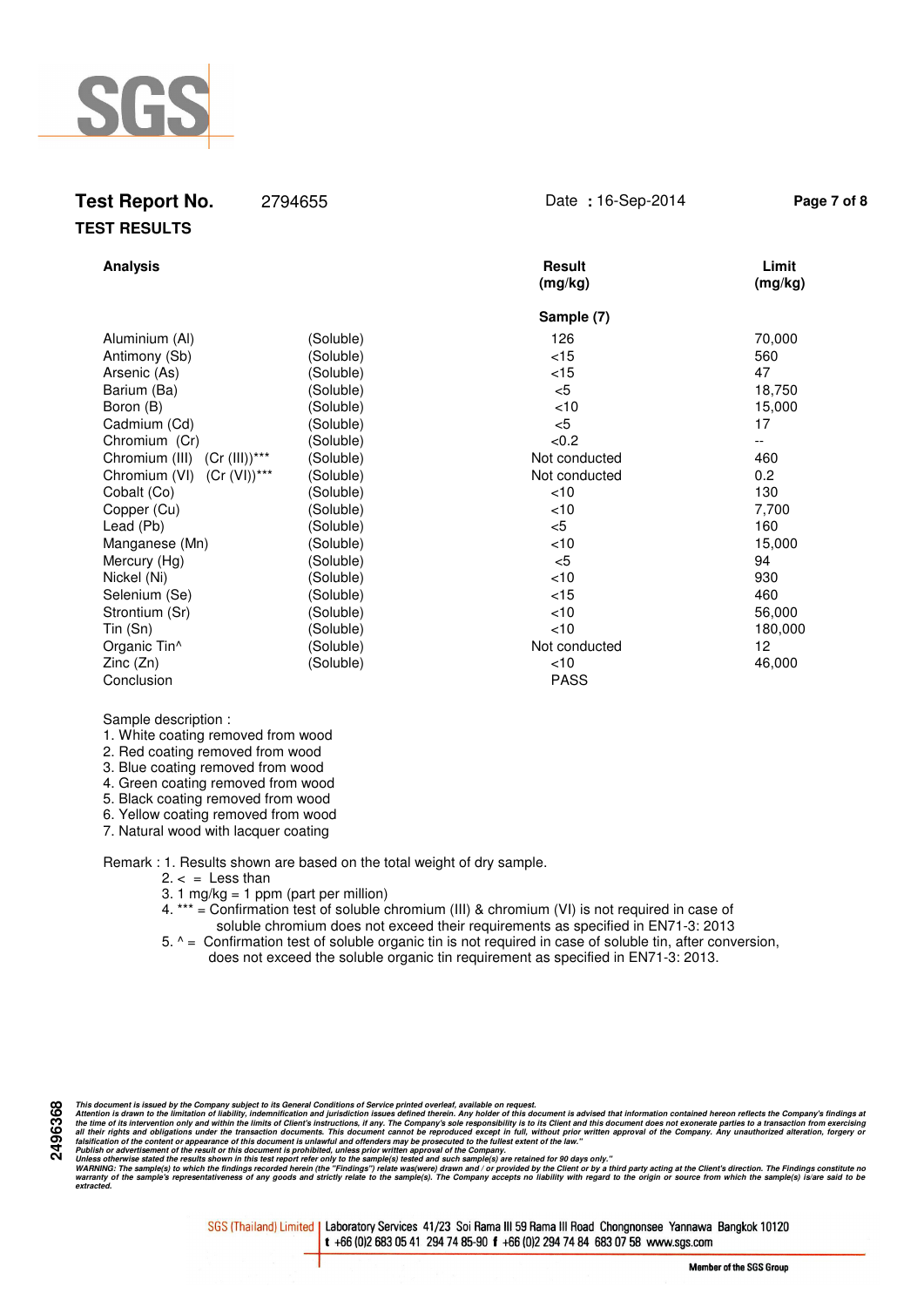**Test Report No.** 2794655 Date : 16-Sep-2014

**TEST RESULTS**

| **Analysis** | | **Result (mg/kg)** | **Limit (mg/kg)** |
|---|---|---|---|
| | | **Sample (7)** | |
| Aluminium (Al) | (Soluble) | 126 | 70,000 |
| Antimony (Sb) | (Soluble) | <15 | 560 |
| Arsenic (As) | (Soluble) | <15 | 47 |
| Barium (Ba) | (Soluble) | <5 | 18,750 |
| Boron (B) | (Soluble) | <10 | 15,000 |
| Cadmium (Cd) | (Soluble) | <5 | 17 |
| Chromium (Cr) | (Soluble) | <0.2 | -- |
| Chromium (III) (Cr (III))*** | (Soluble) | Not conducted | 460 |
| Chromium (VI) (Cr (VI))*** | (Soluble) | Not conducted | 0.2 |
| Cobalt (Co) | (Soluble) | <10 | 130 |
| Copper (Cu) | (Soluble) | <10 | 7,700 |
| Lead (Pb) | (Soluble) | <5 | 160 |
| Manganese (Mn) | (Soluble) | <10 | 15,000 |
| Mercury (Hg) | (Soluble) | <5 | 94 |
| Nickel (Ni) | (Soluble) | <10 | 930 |
| Selenium (Se) | (Soluble) | <15 | 460 |
| Strontium (Sr) | (Soluble) | <10 | 56,000 |
| Tin (Sn) | (Soluble) | <10 | 180,000 |
| Organic Tin^ | (Soluble) | Not conducted | 12 |
| Zinc (Zn) | (Soluble) | <10 | 46,000 |
| Conclusion | | PASS | |

Sample description :
1. White coating removed from wood
2. Red coating removed from wood
3. Blue coating removed from wood
4. Green coating removed from wood
5. Black coating removed from wood
6. Yellow coating removed from wood
7. Natural wood with lacquer coating

Remark : 1. Results shown are based on the total weight of dry sample.
2. < = Less than
3. 1 mg/kg = 1 ppm (part per million)
4. *** = Confirmation test of soluble chromium (III) & chromium (VI) is not required in case of soluble chromium does not exceed their requirements as specified in EN71-3: 2013
5. ^ = Confirmation test of soluble organic tin is not required in case of soluble tin, after conversion, does not exceed the soluble organic tin requirement as specified in EN71-3: 2013.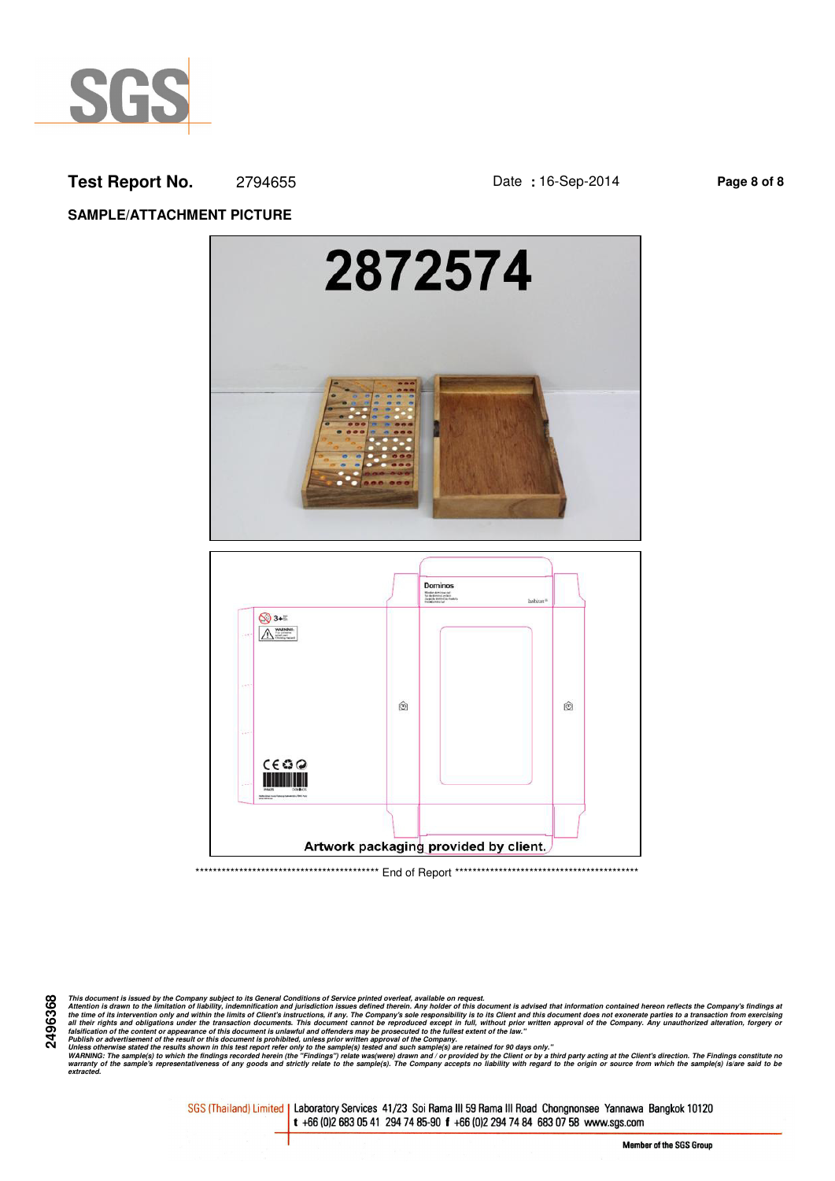**Test Report No.** 2794655 Date : 16-Sep-2014

**SAMPLE/ATTACHMENT PICTURE**

2872574

Artwork packaging provided by client.

******************************************** End of Report ********************************************

*This document is issued by the Company subject to its General Conditions of Service printed overleaf, available on request.*
*Attention is drawn to the limitation of liability, indemnification and jurisdiction issues defined therein. Any holder of this document is advised that information contained hereon reflects the Company's findings at the time of its intervention only and within the limits of Client's instructions, if any. The Company's sole responsibility is to its Client and this document does not exonerate parties to a transaction from exercising all their rights and obligations under the transaction documents. This document cannot be reproduced except in full, without prior written approval of the Company. Any unauthorized alteration, forgery or falsification of the content or appearance of this document is unlawful and offenders may be prosecuted to the fullest extent of the law."*
*Publish or advertisement of the result or this document is prohibited, unless prior written approval of the Company.*
*Unless otherwise stated the results shown in this test report refer only to the sample(s) tested and such sample(s) are retained for 90 days only."*
*WARNING: The sample(s) to which the findings recorded herein (the "Findings") relate was(were) drawn and / or provided by the Client or by a third party acting at the Client's direction. The Findings constitute no warranty of the sample's representativeness of any goods and strictly relate to the sample(s). The Company accepts no liability with regard to the origin or source from which the sample(s) is/are said to be extracted.*

2496368

SGS (Thailand) Limited | Laboratory Services 41/23 Soi Rama III 59 Rama III Road Chongnonsee Yannawa Bangkok 10120
t +66 (0)2 683 05 41 294 74 85-90 f +66 (0)2 294 74 84 683 07 58 www.sgs.com

Member of the SGS Group